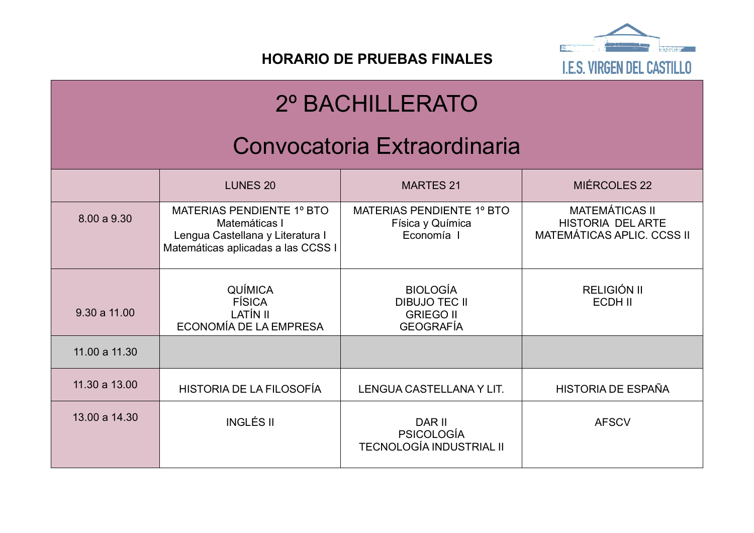**HORARIO DE PRUEBAS FINALES**

I.E.S. VIRGEN DEL CASTILLO

# 2º BACHILLERATO

## Convocatoria Extraordinaria

| | LUNES 20 | MARTES 21 | MIÉRCOLES 22 |
|---|---|---|---|
| 8.00 a 9.30 | MATERIAS PENDIENTE 1º BTO<br>Matemáticas I<br>Lengua Castellana y Literatura I<br>Matemáticas aplicadas a las CCSS I | MATERIAS PENDIENTE 1º BTO<br>Física y Química<br>Economía I | MATEMÁTICAS II<br>HISTORIA DEL ARTE<br>MATEMÁTICAS APLIC. CCSS II |
| 9.30 a 11.00 | QUÍMICA<br>FÍSICA<br>LATÍN II<br>ECONOMÍA DE LA EMPRESA | BIOLOGÍA<br>DIBUJO TEC II<br>GRIEGO II<br>GEOGRAFÍA | RELIGIÓN II<br>ECDH II |
| 11.00 a 11.30 | | | |
| 11.30 a 13.00 | HISTORIA DE LA FILOSOFÍA | LENGUA CASTELLANA Y LIT. | HISTORIA DE ESPAÑA |
| 13.00 a 14.30 | INGLÉS II | DAR II<br>PSICOLOGÍA<br>TECNOLOGÍA INDUSTRIAL II | AFSCV |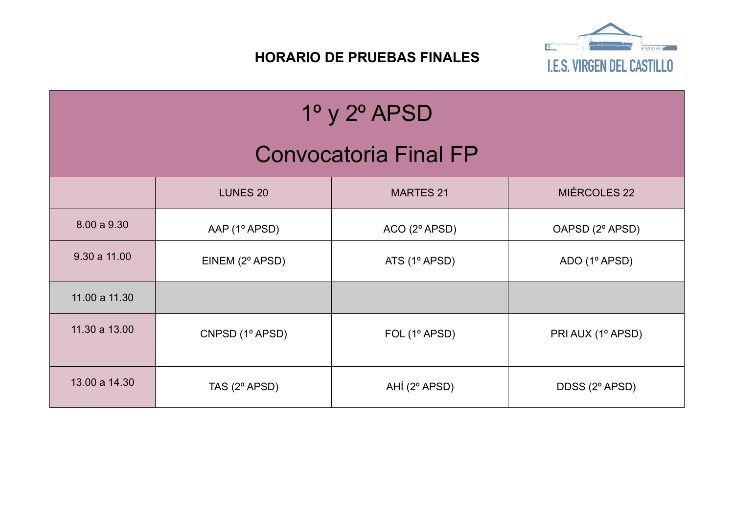# HORARIO DE PRUEBAS FINALES

I.E.S. VIRGEN DEL CASTILLO

## 1º y 2º APSD

## Convocatoria Final FP

| | LUNES 20 | MARTES 21 | MIÉRCOLES 22 |
|---|---|---|---|
| 8.00 a 9.30 | AAP (1º APSD) | ACO (2º APSD) | OAPSD (2º APSD) |
| 9.30 a 11.00 | EINEM (2º APSD) | ATS (1º APSD) | ADO (1º APSD) |
| 11.00 a 11.30 | | | |
| 11.30 a 13.00 | CNPSD (1º APSD) | FOL (1º APSD) | PRI AUX (1º APSD) |
| 13.00 a 14.30 | TAS (2º APSD) | AHÍ (2º APSD) | DDSS (2º APSD) |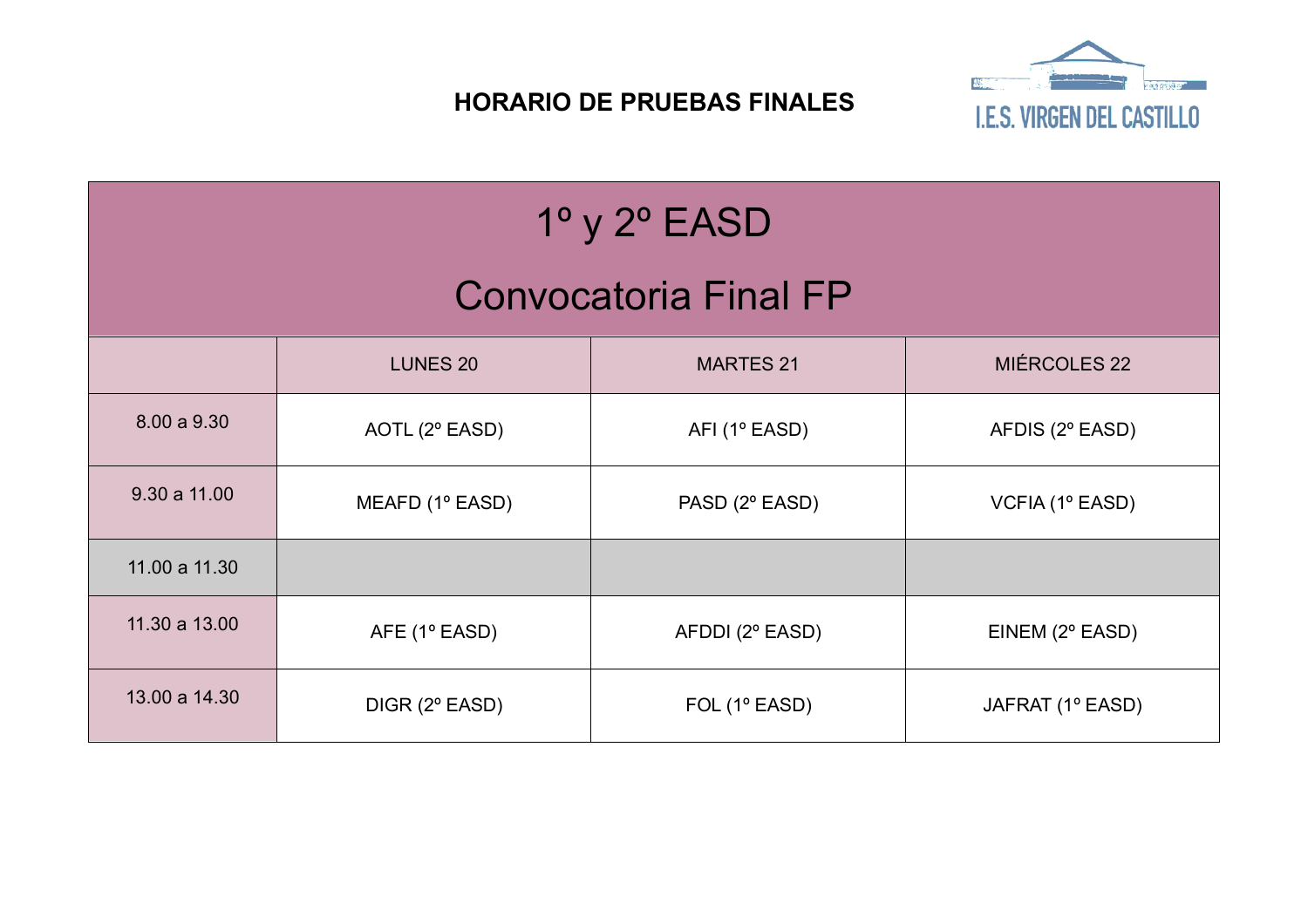# HORARIO DE PRUEBAS FINALES

I.E.S. VIRGEN DEL CASTILLO

| 1º y 2º EASD<br>Convocatoria Final FP | | | |
|---|---|---|---|
| | LUNES 20 | MARTES 21 | MIÉRCOLES 22 |
| 8.00 a 9.30 | AOTL (2º EASD) | AFI (1º EASD) | AFDIS (2º EASD) |
| 9.30 a 11.00 | MEAFD (1º EASD) | PASD (2º EASD) | VCFIA (1º EASD) |
| 11.00 a 11.30 | | | |
| 11.30 a 13.00 | AFE (1º EASD) | AFDDI (2º EASD) | EINEM (2º EASD) |
| 13.00 a 14.30 | DIGR (2º EASD) | FOL (1º EASD) | JAFRAT (1º EASD) |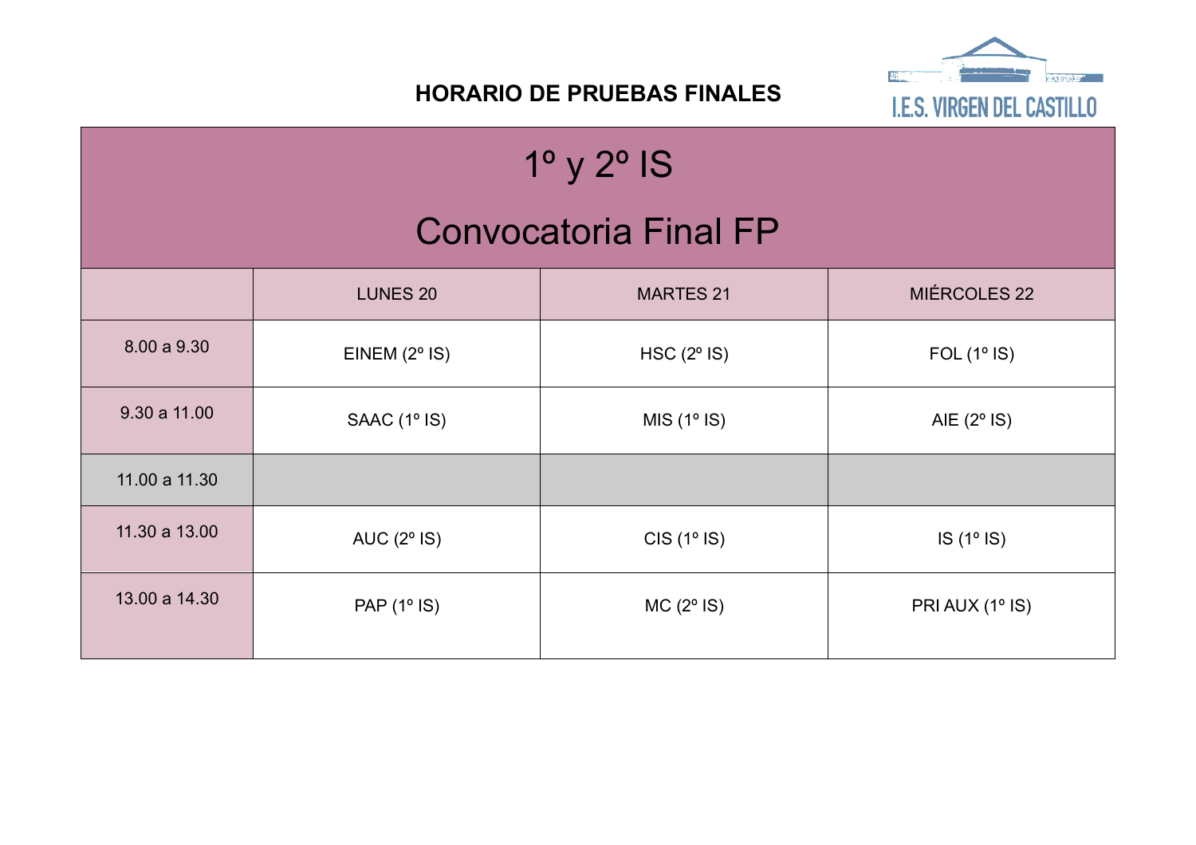**HORARIO DE PRUEBAS FINALES**

I.E.S. VIRGEN DEL CASTILLO

# 1º y 2º IS

# Convocatoria Final FP

| | LUNES 20 | MARTES 21 | MIÉRCOLES 22 |
|---|---|---|---|
| 8.00 a 9.30 | EINEM (2º IS) | HSC (2º IS) | FOL (1º IS) |
| 9.30 a 11.00 | SAAC (1º IS) | MIS (1º IS) | AIE (2º IS) |
| 11.00 a 11.30 | | | |
| 11.30 a 13.00 | AUC (2º IS) | CIS (1º IS) | IS (1º IS) |
| 13.00 a 14.30 | PAP (1º IS) | MC (2º IS) | PRI AUX (1º IS) |